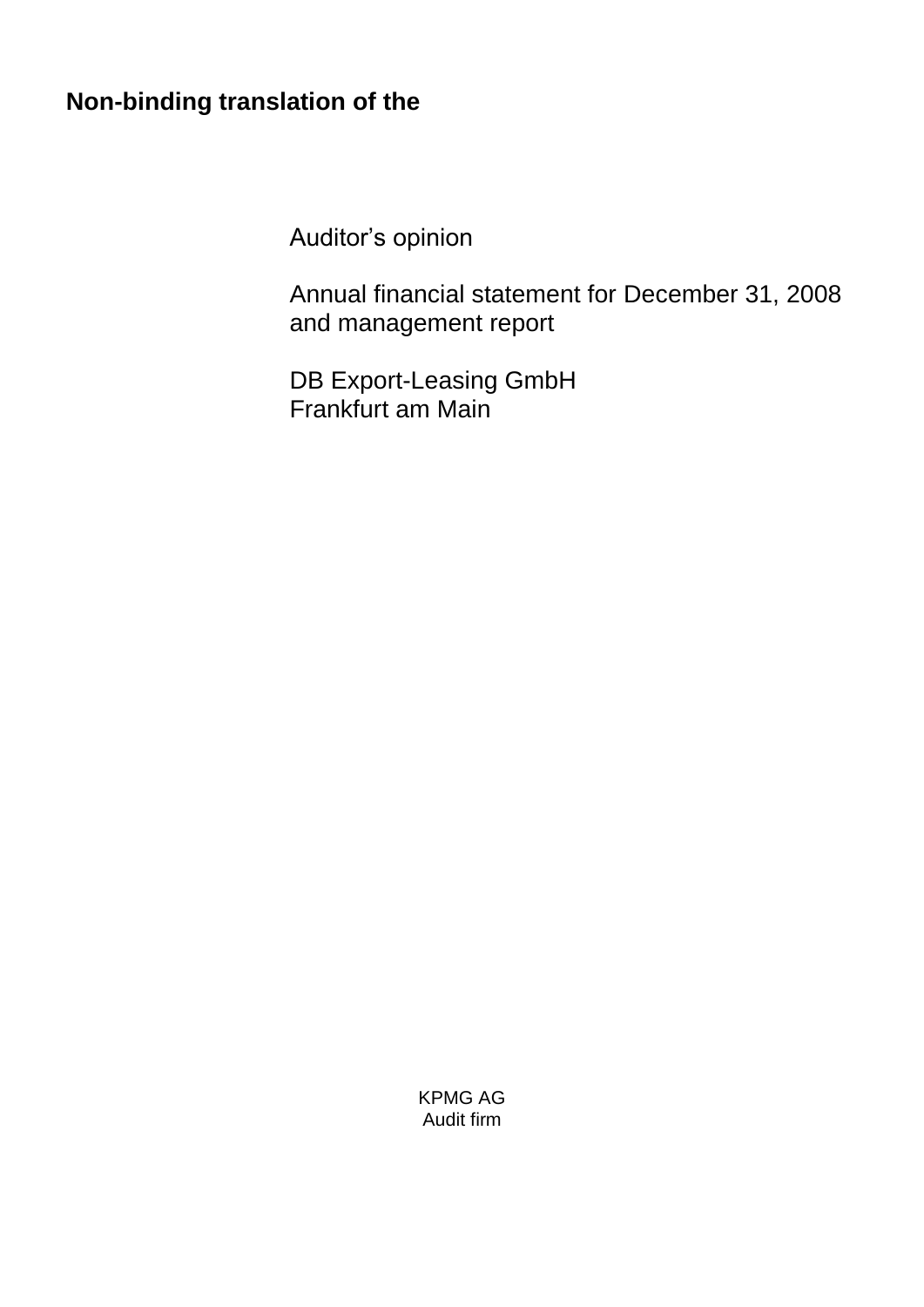**Non-binding translation of the**

Auditor’s opinion

Annual financial statement for December 31, 2008
and management report

DB Export-Leasing GmbH
Frankfurt am Main

KPMG AG
Audit firm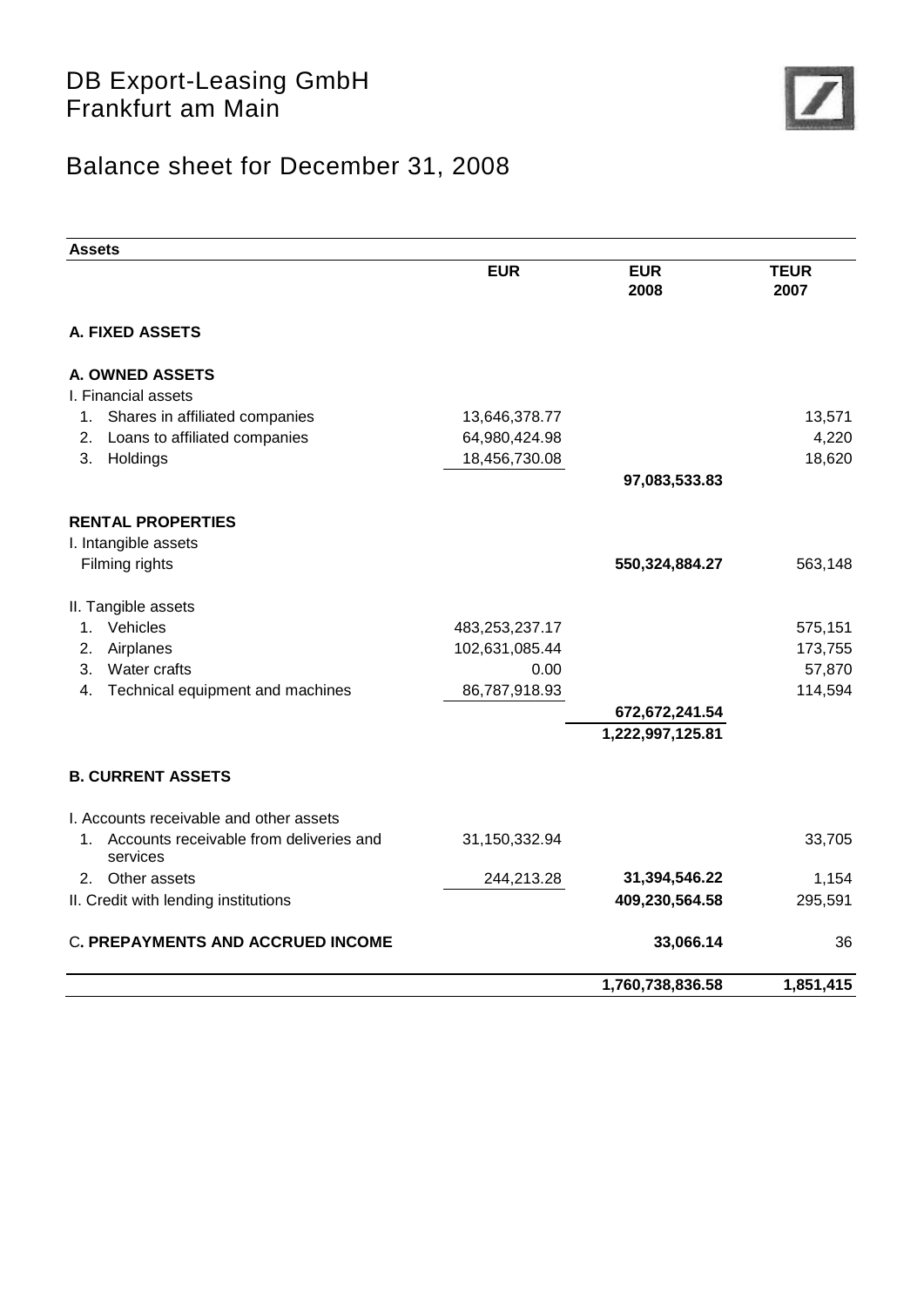# DB Export-Leasing GmbH
# Frankfurt am Main

## Balance sheet for December 31, 2008

| Assets | EUR | EUR 2008 | TEUR 2007 |
|---|---|---|---|
| **A. FIXED ASSETS** | | | |
| **A. OWNED ASSETS** | | | |
| I. Financial assets | | | |
| 1. Shares in affiliated companies | 13,646,378.77 | | 13,571 |
| 2. Loans to affiliated companies | 64,980,424.98 | | 4,220 |
| 3. Holdings | 18,456,730.08 | | 18,620 |
| | | **97,083,533.83** | |
| **RENTAL PROPERTIES** | | | |
| I. Intangible assets | | | |
| Filming rights | | **550,324,884.27** | 563,148 |
| II. Tangible assets | | | |
| 1. Vehicles | 483,253,237.17 | | 575,151 |
| 2. Airplanes | 102,631,085.44 | | 173,755 |
| 3. Water crafts | 0.00 | | 57,870 |
| 4. Technical equipment and machines | 86,787,918.93 | | 114,594 |
| | | **672,672,241.54** | |
| | | **1,222,997,125.81** | |
| **B. CURRENT ASSETS** | | | |
| I. Accounts receivable and other assets | | | |
| 1. Accounts receivable from deliveries and services | 31,150,332.94 | | 33,705 |
| 2. Other assets | 244,213.28 | **31,394,546.22** | 1,154 |
| II. Credit with lending institutions | | **409,230,564.58** | 295,591 |
| **C. PREPAYMENTS AND ACCRUED INCOME** | | **33,066.14** | 36 |
| | | **1,760,738,836.58** | **1,851,415** |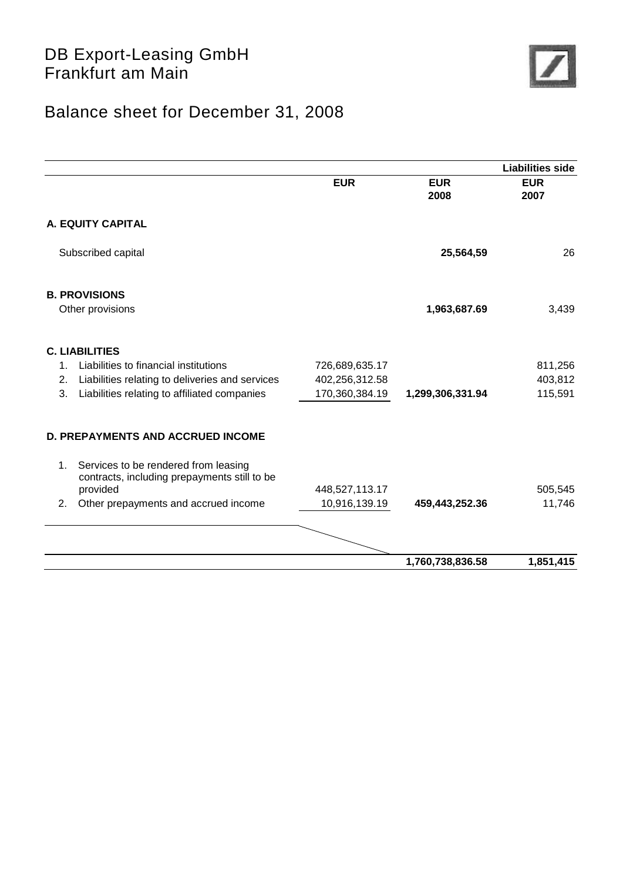# DB Export-Leasing GmbH
# Frankfurt am Main

## Balance sheet for December 31, 2008

| | | | Liabilities side |
|---|---|---|---|
| | **EUR** | **EUR 2008** | **EUR 2007** |
| **A. EQUITY CAPITAL** | | | |
| Subscribed capital | | **25,564,59** | 26 |
| **B. PROVISIONS** | | | |
| Other provisions | | **1,963,687.69** | 3,439 |
| **C. LIABILITIES** | | | |
| 1. Liabilities to financial institutions | 726,689,635.17 | | 811,256 |
| 2. Liabilities relating to deliveries and services | 402,256,312.58 | | 403,812 |
| 3. Liabilities relating to affiliated companies | 170,360,384.19 | **1,299,306,331.94** | 115,591 |
| **D. PREPAYMENTS AND ACCRUED INCOME** | | | |
| 1. Services to be rendered from leasing contracts, including prepayments still to be provided | 448,527,113.17 | | 505,545 |
| 2. Other prepayments and accrued income | 10,916,139.19 | **459,443,252.36** | 11,746 |
| | | **1,760,738,836.58** | **1,851,415** |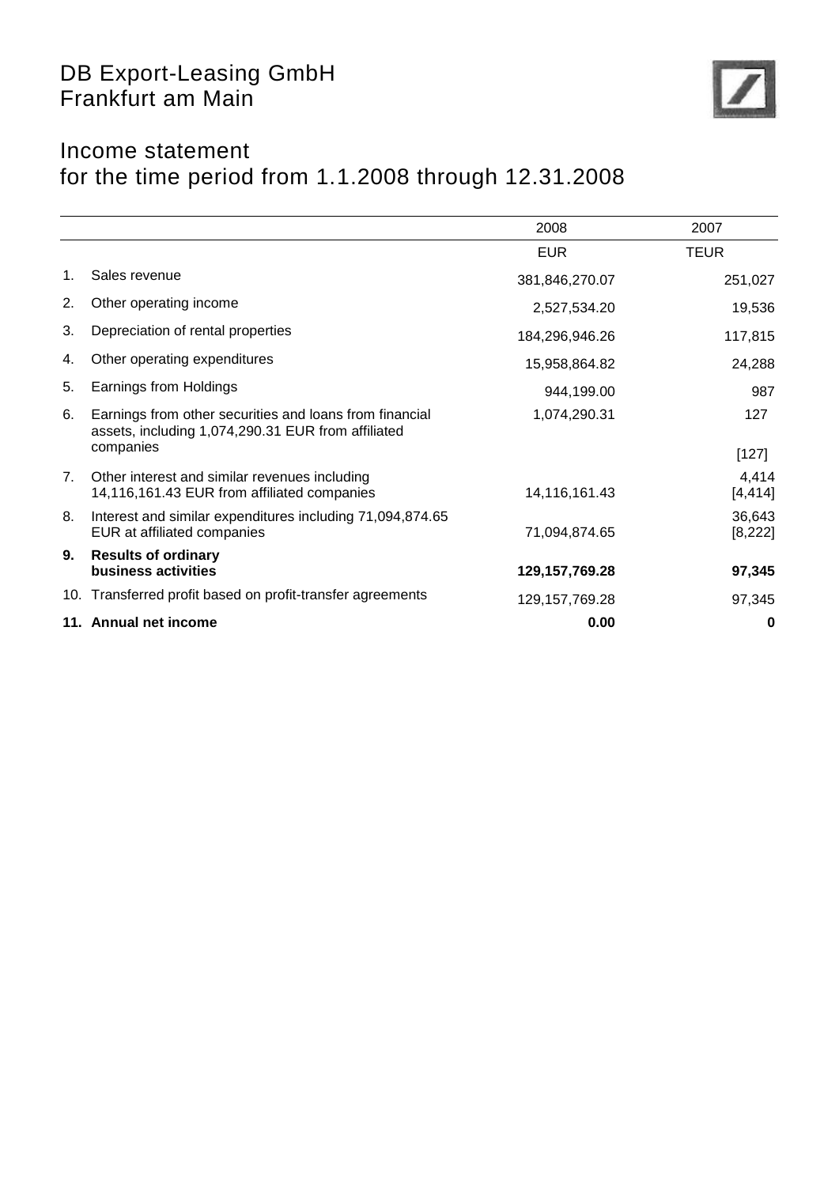# DB Export-Leasing GmbH
# Frankfurt am Main

## Income statement
## for the time period from 1.1.2008 through 12.31.2008

| | | 2008 | 2007 |
|---|---|---|---|
| | | EUR | TEUR |
| 1. | Sales revenue | 381,846,270.07 | 251,027 |
| 2. | Other operating income | 2,527,534.20 | 19,536 |
| 3. | Depreciation of rental properties | 184,296,946.26 | 117,815 |
| 4. | Other operating expenditures | 15,958,864.82 | 24,288 |
| 5. | Earnings from Holdings | 944,199.00 | 987 |
| 6. | Earnings from other securities and loans from financial assets, including 1,074,290.31 EUR from affiliated companies | 1,074,290.31 | 127 [127] |
| 7. | Other interest and similar revenues including 14,116,161.43 EUR from affiliated companies | 14,116,161.43 | 4,414 [4,414] |
| 8. | Interest and similar expenditures including 71,094,874.65 EUR at affiliated companies | 71,094,874.65 | 36,643 [8,222] |
| **9.** | **Results of ordinary business activities** | **129,157,769.28** | **97,345** |
| 10. | Transferred profit based on profit-transfer agreements | 129,157,769.28 | 97,345 |
| **11.** | **Annual net income** | **0.00** | **0** |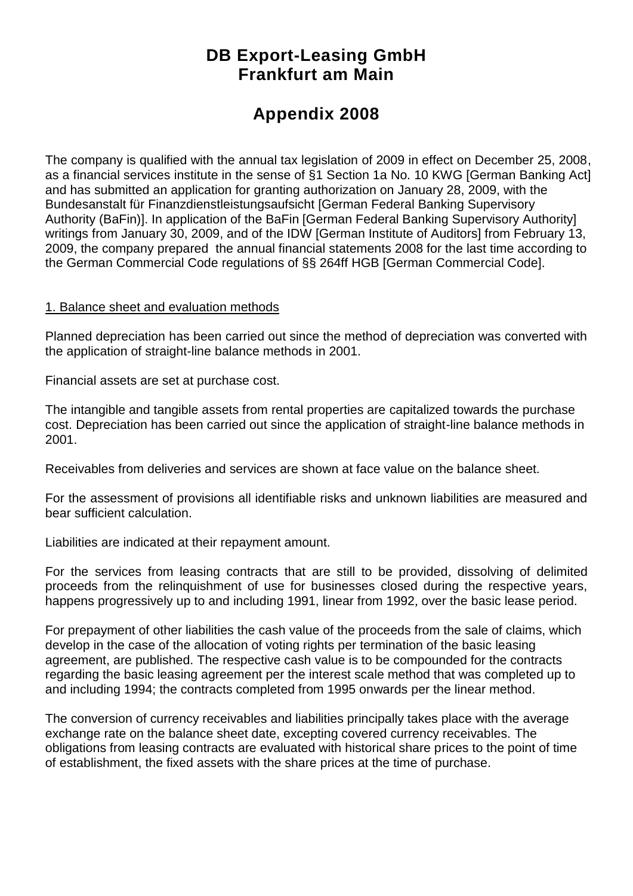# DB Export-Leasing GmbH
# Frankfurt am Main

## Appendix 2008

The company is qualified with the annual tax legislation of 2009 in effect on December 25, 2008, as a financial services institute in the sense of §1 Section 1a No. 10 KWG [German Banking Act] and has submitted an application for granting authorization on January 28, 2009, with the Bundesanstalt für Finanzdienstleistungsaufsicht [German Federal Banking Supervisory Authority (BaFin)]. In application of the BaFin [German Federal Banking Supervisory Authority] writings from January 30, 2009, and of the IDW [German Institute of Auditors] from February 13, 2009, the company prepared the annual financial statements 2008 for the last time according to the German Commercial Code regulations of §§ 264ff HGB [German Commercial Code].

### 1. Balance sheet and evaluation methods

Planned depreciation has been carried out since the method of depreciation was converted with the application of straight-line balance methods in 2001.

Financial assets are set at purchase cost.

The intangible and tangible assets from rental properties are capitalized towards the purchase cost. Depreciation has been carried out since the application of straight-line balance methods in 2001.

Receivables from deliveries and services are shown at face value on the balance sheet.

For the assessment of provisions all identifiable risks and unknown liabilities are measured and bear sufficient calculation.

Liabilities are indicated at their repayment amount.

For the services from leasing contracts that are still to be provided, dissolving of delimited proceeds from the relinquishment of use for businesses closed during the respective years, happens progressively up to and including 1991, linear from 1992, over the basic lease period.

For prepayment of other liabilities the cash value of the proceeds from the sale of claims, which develop in the case of the allocation of voting rights per termination of the basic leasing agreement, are published. The respective cash value is to be compounded for the contracts regarding the basic leasing agreement per the interest scale method that was completed up to and including 1994; the contracts completed from 1995 onwards per the linear method.

The conversion of currency receivables and liabilities principally takes place with the average exchange rate on the balance sheet date, excepting covered currency receivables. The obligations from leasing contracts are evaluated with historical share prices to the point of time of establishment, the fixed assets with the share prices at the time of purchase.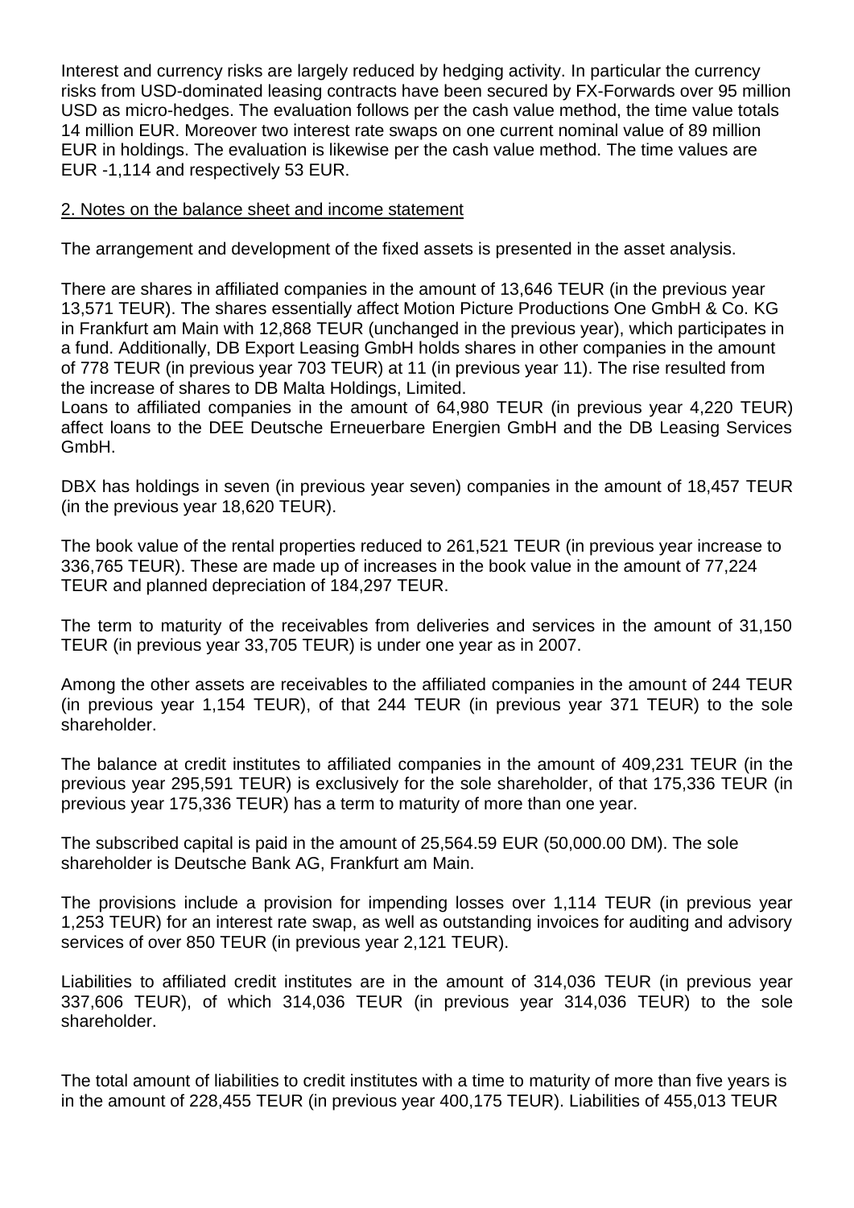Interest and currency risks are largely reduced by hedging activity. In particular the currency risks from USD-dominated leasing contracts have been secured by FX-Forwards over 95 million USD as micro-hedges. The evaluation follows per the cash value method, the time value totals 14 million EUR. Moreover two interest rate swaps on one current nominal value of 89 million EUR in holdings. The evaluation is likewise per the cash value method. The time values are EUR -1,114 and respectively 53 EUR.

## 2. Notes on the balance sheet and income statement

The arrangement and development of the fixed assets is presented in the asset analysis.

There are shares in affiliated companies in the amount of 13,646 TEUR (in the previous year 13,571 TEUR). The shares essentially affect Motion Picture Productions One GmbH & Co. KG in Frankfurt am Main with 12,868 TEUR (unchanged in the previous year), which participates in a fund. Additionally, DB Export Leasing GmbH holds shares in other companies in the amount of 778 TEUR (in previous year 703 TEUR) at 11 (in previous year 11). The rise resulted from the increase of shares to DB Malta Holdings, Limited.
Loans to affiliated companies in the amount of 64,980 TEUR (in previous year 4,220 TEUR) affect loans to the DEE Deutsche Erneuerbare Energien GmbH and the DB Leasing Services GmbH.

DBX has holdings in seven (in previous year seven) companies in the amount of 18,457 TEUR (in the previous year 18,620 TEUR).

The book value of the rental properties reduced to 261,521 TEUR (in previous year increase to 336,765 TEUR). These are made up of increases in the book value in the amount of 77,224 TEUR and planned depreciation of 184,297 TEUR.

The term to maturity of the receivables from deliveries and services in the amount of 31,150 TEUR (in previous year 33,705 TEUR) is under one year as in 2007.

Among the other assets are receivables to the affiliated companies in the amount of 244 TEUR (in previous year 1,154 TEUR), of that 244 TEUR (in previous year 371 TEUR) to the sole shareholder.

The balance at credit institutes to affiliated companies in the amount of 409,231 TEUR (in the previous year 295,591 TEUR) is exclusively for the sole shareholder, of that 175,336 TEUR (in previous year 175,336 TEUR) has a term to maturity of more than one year.

The subscribed capital is paid in the amount of 25,564.59 EUR (50,000.00 DM). The sole shareholder is Deutsche Bank AG, Frankfurt am Main.

The provisions include a provision for impending losses over 1,114 TEUR (in previous year 1,253 TEUR) for an interest rate swap, as well as outstanding invoices for auditing and advisory services of over 850 TEUR (in previous year 2,121 TEUR).

Liabilities to affiliated credit institutes are in the amount of 314,036 TEUR (in previous year 337,606 TEUR), of which 314,036 TEUR (in previous year 314,036 TEUR) to the sole shareholder.

The total amount of liabilities to credit institutes with a time to maturity of more than five years is in the amount of 228,455 TEUR (in previous year 400,175 TEUR). Liabilities of 455,013 TEUR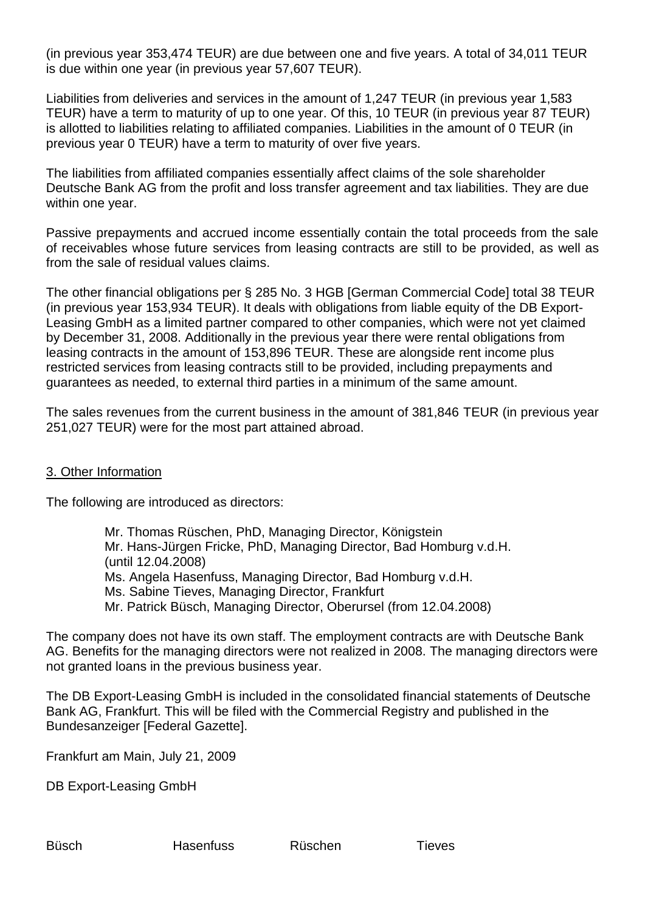(in previous year 353,474 TEUR) are due between one and five years. A total of 34,011 TEUR is due within one year (in previous year 57,607 TEUR).

Liabilities from deliveries and services in the amount of 1,247 TEUR (in previous year 1,583 TEUR) have a term to maturity of up to one year. Of this, 10 TEUR (in previous year 87 TEUR) is allotted to liabilities relating to affiliated companies. Liabilities in the amount of 0 TEUR (in previous year 0 TEUR) have a term to maturity of over five years.

The liabilities from affiliated companies essentially affect claims of the sole shareholder Deutsche Bank AG from the profit and loss transfer agreement and tax liabilities. They are due within one year.

Passive prepayments and accrued income essentially contain the total proceeds from the sale of receivables whose future services from leasing contracts are still to be provided, as well as from the sale of residual values claims.

The other financial obligations per § 285 No. 3 HGB [German Commercial Code] total 38 TEUR (in previous year 153,934 TEUR). It deals with obligations from liable equity of the DB Export-Leasing GmbH as a limited partner compared to other companies, which were not yet claimed by December 31, 2008. Additionally in the previous year there were rental obligations from leasing contracts in the amount of 153,896 TEUR. These are alongside rent income plus restricted services from leasing contracts still to be provided, including prepayments and guarantees as needed, to external third parties in a minimum of the same amount.

The sales revenues from the current business in the amount of 381,846 TEUR (in previous year 251,027 TEUR) were for the most part attained abroad.

## 3. Other Information

The following are introduced as directors:

Mr. Thomas Rüschen, PhD, Managing Director, Königstein
Mr. Hans-Jürgen Fricke, PhD, Managing Director, Bad Homburg v.d.H. (until 12.04.2008)
Ms. Angela Hasenfuss, Managing Director, Bad Homburg v.d.H.
Ms. Sabine Tieves, Managing Director, Frankfurt
Mr. Patrick Büsch, Managing Director, Oberursel (from 12.04.2008)

The company does not have its own staff. The employment contracts are with Deutsche Bank AG. Benefits for the managing directors were not realized in 2008. The managing directors were not granted loans in the previous business year.

The DB Export-Leasing GmbH is included in the consolidated financial statements of Deutsche Bank AG, Frankfurt. This will be filed with the Commercial Registry and published in the Bundesanzeiger [Federal Gazette].

Frankfurt am Main, July 21, 2009

DB Export-Leasing GmbH

Büsch Hasenfuss Rüschen Tieves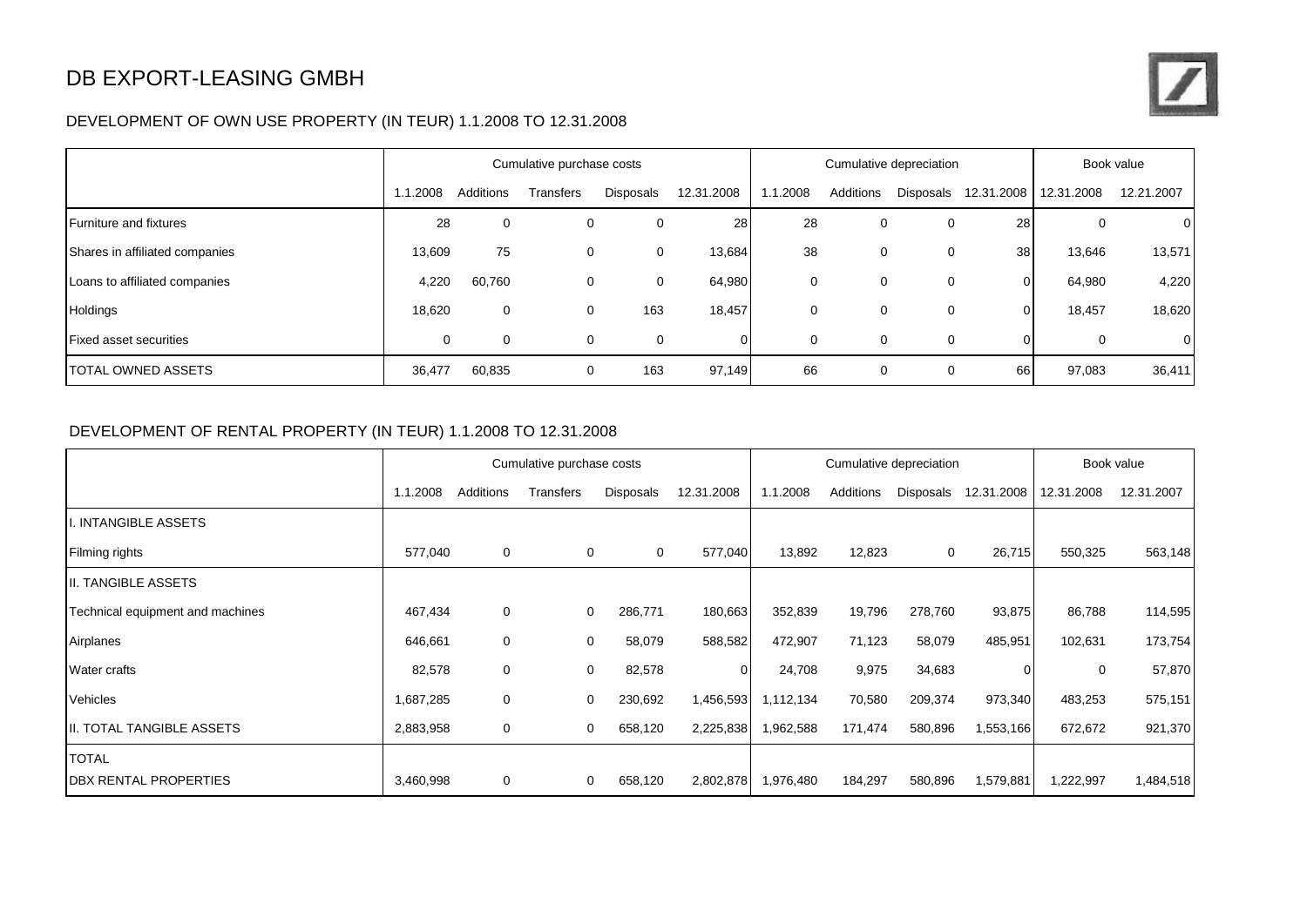# DB EXPORT-LEASING GMBH

## DEVELOPMENT OF OWN USE PROPERTY (IN TEUR) 1.1.2008 TO 12.31.2008

| | Cumulative purchase costs | | | | | Cumulative depreciation | | | | Book value | |
|---|---|---|---|---|---|---|---|---|---|---|---|
| | 1.1.2008 | Additions | Transfers | Disposals | 12.31.2008 | 1.1.2008 | Additions | Disposals | 12.31.2008 | 12.31.2008 | 12.21.2007 |
| Furniture and fixtures | 28 | 0 | 0 | 0 | 28 | 28 | 0 | 0 | 28 | 0 | 0 |
| Shares in affiliated companies | 13,609 | 75 | 0 | 0 | 13,684 | 38 | 0 | 0 | 38 | 13,646 | 13,571 |
| Loans to affiliated companies | 4,220 | 60,760 | 0 | 0 | 64,980 | 0 | 0 | 0 | 0 | 64,980 | 4,220 |
| Holdings | 18,620 | 0 | 0 | 163 | 18,457 | 0 | 0 | 0 | 0 | 18,457 | 18,620 |
| Fixed asset securities | 0 | 0 | 0 | 0 | 0 | 0 | 0 | 0 | 0 | 0 | 0 |
| TOTAL OWNED ASSETS | 36,477 | 60,835 | 0 | 163 | 97,149 | 66 | 0 | 0 | 66 | 97,083 | 36,411 |

## DEVELOPMENT OF RENTAL PROPERTY (IN TEUR) 1.1.2008 TO 12.31.2008

| | Cumulative purchase costs | | | | | Cumulative depreciation | | | | Book value | |
|---|---|---|---|---|---|---|---|---|---|---|---|
| | 1.1.2008 | Additions | Transfers | Disposals | 12.31.2008 | 1.1.2008 | Additions | Disposals | 12.31.2008 | 12.31.2008 | 12.31.2007 |
| I. INTANGIBLE ASSETS | | | | | | | | | | | |
| Filming rights | 577,040 | 0 | 0 | 0 | 577,040 | 13,892 | 12,823 | 0 | 26,715 | 550,325 | 563,148 |
| II. TANGIBLE ASSETS | | | | | | | | | | | |
| Technical equipment and machines | 467,434 | 0 | 0 | 286,771 | 180,663 | 352,839 | 19,796 | 278,760 | 93,875 | 86,788 | 114,595 |
| Airplanes | 646,661 | 0 | 0 | 58,079 | 588,582 | 472,907 | 71,123 | 58,079 | 485,951 | 102,631 | 173,754 |
| Water crafts | 82,578 | 0 | 0 | 82,578 | 0 | 24,708 | 9,975 | 34,683 | 0 | 0 | 57,870 |
| Vehicles | 1,687,285 | 0 | 0 | 230,692 | 1,456,593 | 1,112,134 | 70,580 | 209,374 | 973,340 | 483,253 | 575,151 |
| II. TOTAL TANGIBLE ASSETS | 2,883,958 | 0 | 0 | 658,120 | 2,225,838 | 1,962,588 | 171,474 | 580,896 | 1,553,166 | 672,672 | 921,370 |
| TOTAL DBX RENTAL PROPERTIES | 3,460,998 | 0 | 0 | 658,120 | 2,802,878 | 1,976,480 | 184,297 | 580,896 | 1,579,881 | 1,222,997 | 1,484,518 |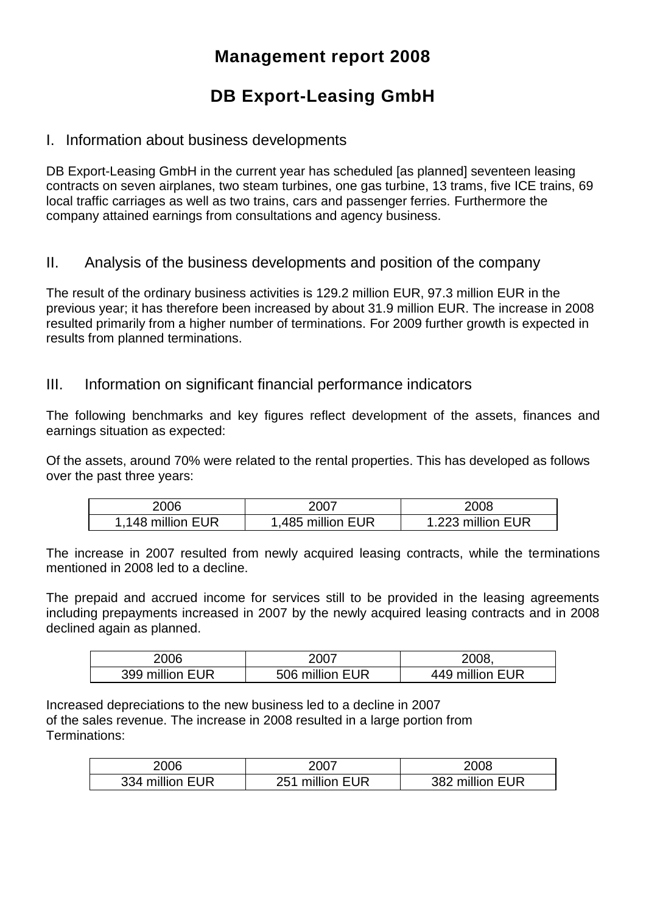# Management report 2008

# DB Export-Leasing GmbH

## I. Information about business developments

DB Export-Leasing GmbH in the current year has scheduled [as planned] seventeen leasing contracts on seven airplanes, two steam turbines, one gas turbine, 13 trams, five ICE trains, 69 local traffic carriages as well as two trains, cars and passenger ferries. Furthermore the company attained earnings from consultations and agency business.

## II. Analysis of the business developments and position of the company

The result of the ordinary business activities is 129.2 million EUR, 97.3 million EUR in the previous year; it has therefore been increased by about 31.9 million EUR. The increase in 2008 resulted primarily from a higher number of terminations. For 2009 further growth is expected in results from planned terminations.

## III. Information on significant financial performance indicators

The following benchmarks and key figures reflect development of the assets, finances and earnings situation as expected:

Of the assets, around 70% were related to the rental properties. This has developed as follows over the past three years:

| 2006 | 2007 | 2008 |
|---|---|---|
| 1,148 million EUR | 1,485 million EUR | 1.223 million EUR |

The increase in 2007 resulted from newly acquired leasing contracts, while the terminations mentioned in 2008 led to a decline.

The prepaid and accrued income for services still to be provided in the leasing agreements including prepayments increased in 2007 by the newly acquired leasing contracts and in 2008 declined again as planned.

| 2006 | 2007 | 2008, |
|---|---|---|
| 399 million EUR | 506 million EUR | 449 million EUR |

Increased depreciations to the new business led to a decline in 2007 of the sales revenue. The increase in 2008 resulted in a large portion from Terminations:

| 2006 | 2007 | 2008 |
|---|---|---|
| 334 million EUR | 251 million EUR | 382 million EUR |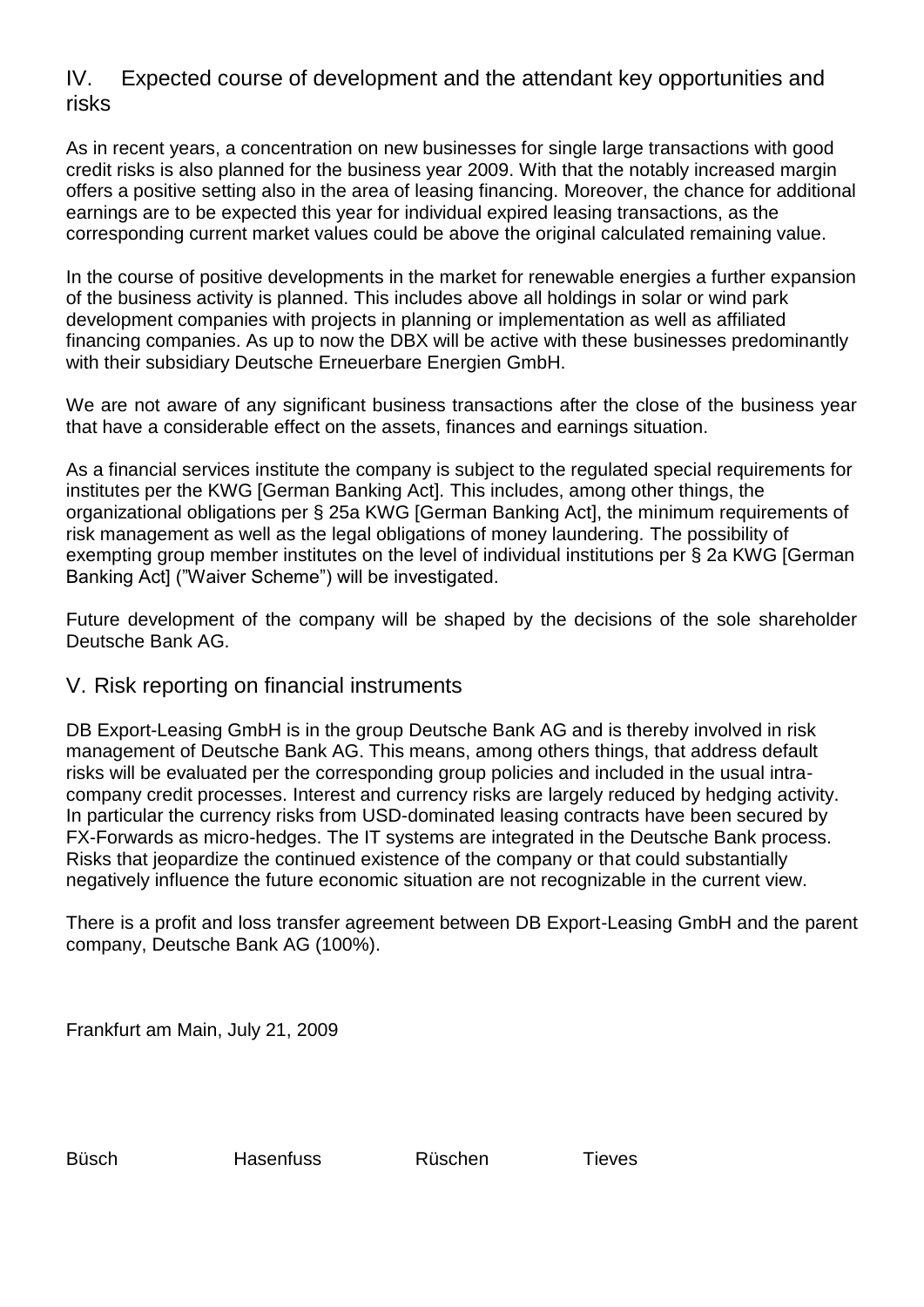## IV. Expected course of development and the attendant key opportunities and risks

As in recent years, a concentration on new businesses for single large transactions with good credit risks is also planned for the business year 2009. With that the notably increased margin offers a positive setting also in the area of leasing financing. Moreover, the chance for additional earnings are to be expected this year for individual expired leasing transactions, as the corresponding current market values could be above the original calculated remaining value.

In the course of positive developments in the market for renewable energies a further expansion of the business activity is planned. This includes above all holdings in solar or wind park development companies with projects in planning or implementation as well as affiliated financing companies. As up to now the DBX will be active with these businesses predominantly with their subsidiary Deutsche Erneuerbare Energien GmbH.

We are not aware of any significant business transactions after the close of the business year that have a considerable effect on the assets, finances and earnings situation.

As a financial services institute the company is subject to the regulated special requirements for institutes per the KWG [German Banking Act]. This includes, among other things, the organizational obligations per § 25a KWG [German Banking Act], the minimum requirements of risk management as well as the legal obligations of money laundering. The possibility of exempting group member institutes on the level of individual institutions per § 2a KWG [German Banking Act] ("Waiver Scheme") will be investigated.

Future development of the company will be shaped by the decisions of the sole shareholder Deutsche Bank AG.

## V. Risk reporting on financial instruments

DB Export-Leasing GmbH is in the group Deutsche Bank AG and is thereby involved in risk management of Deutsche Bank AG. This means, among others things, that address default risks will be evaluated per the corresponding group policies and included in the usual intra-company credit processes. Interest and currency risks are largely reduced by hedging activity. In particular the currency risks from USD-dominated leasing contracts have been secured by FX-Forwards as micro-hedges. The IT systems are integrated in the Deutsche Bank process. Risks that jeopardize the continued existence of the company or that could substantially negatively influence the future economic situation are not recognizable in the current view.

There is a profit and loss transfer agreement between DB Export-Leasing GmbH and the parent company, Deutsche Bank AG (100%).

Frankfurt am Main, July 21, 2009

Büsch Hasenfuss Rüschen Tieves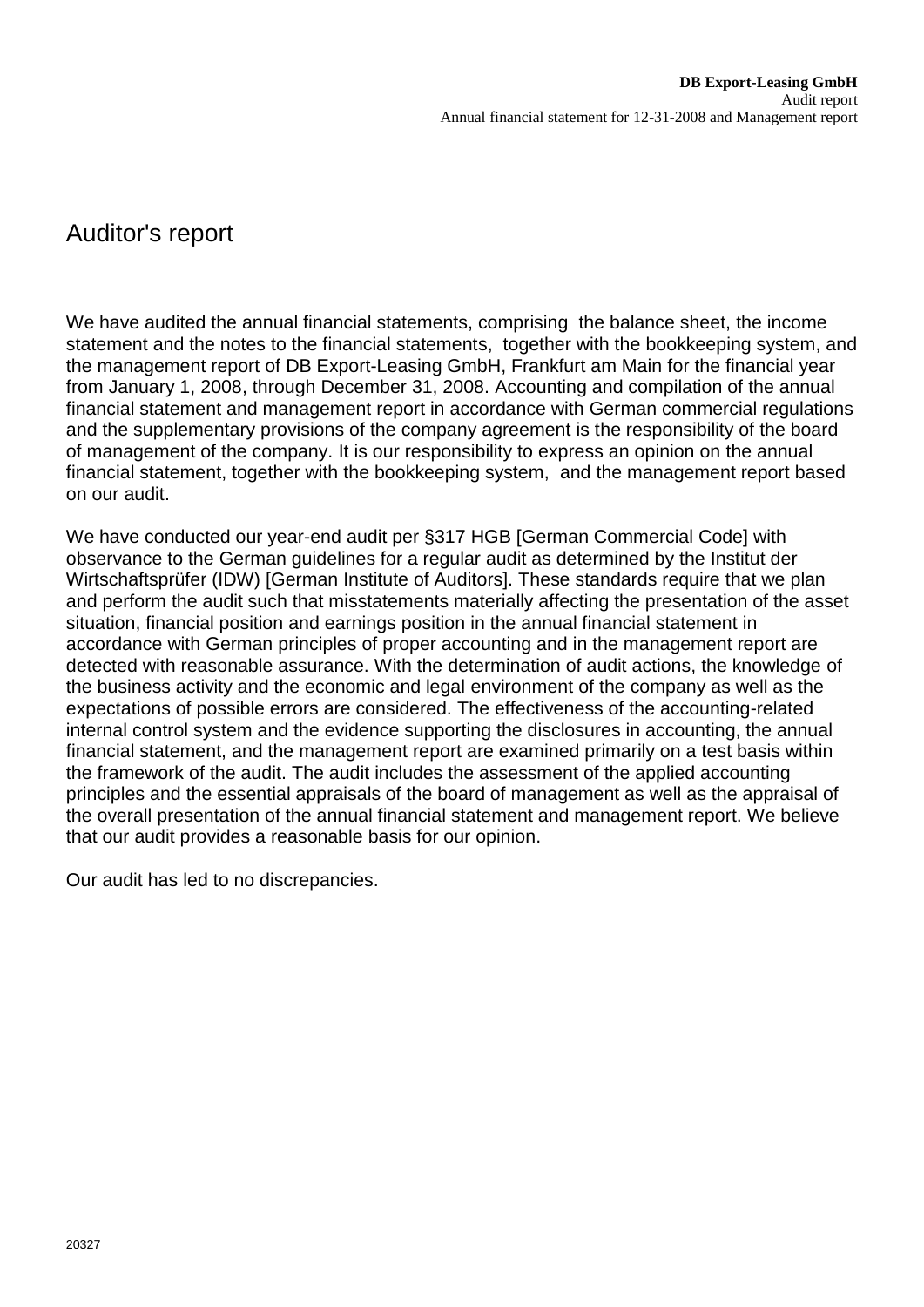# Auditor's report

We have audited the annual financial statements, comprising the balance sheet, the income statement and the notes to the financial statements, together with the bookkeeping system, and the management report of DB Export-Leasing GmbH, Frankfurt am Main for the financial year from January 1, 2008, through December 31, 2008. Accounting and compilation of the annual financial statement and management report in accordance with German commercial regulations and the supplementary provisions of the company agreement is the responsibility of the board of management of the company. It is our responsibility to express an opinion on the annual financial statement, together with the bookkeeping system, and the management report based on our audit.

We have conducted our year-end audit per §317 HGB [German Commercial Code] with observance to the German guidelines for a regular audit as determined by the Institut der Wirtschaftsprüfer (IDW) [German Institute of Auditors]. These standards require that we plan and perform the audit such that misstatements materially affecting the presentation of the asset situation, financial position and earnings position in the annual financial statement in accordance with German principles of proper accounting and in the management report are detected with reasonable assurance. With the determination of audit actions, the knowledge of the business activity and the economic and legal environment of the company as well as the expectations of possible errors are considered. The effectiveness of the accounting-related internal control system and the evidence supporting the disclosures in accounting, the annual financial statement, and the management report are examined primarily on a test basis within the framework of the audit. The audit includes the assessment of the applied accounting principles and the essential appraisals of the board of management as well as the appraisal of the overall presentation of the annual financial statement and management report. We believe that our audit provides a reasonable basis for our opinion.

Our audit has led to no discrepancies.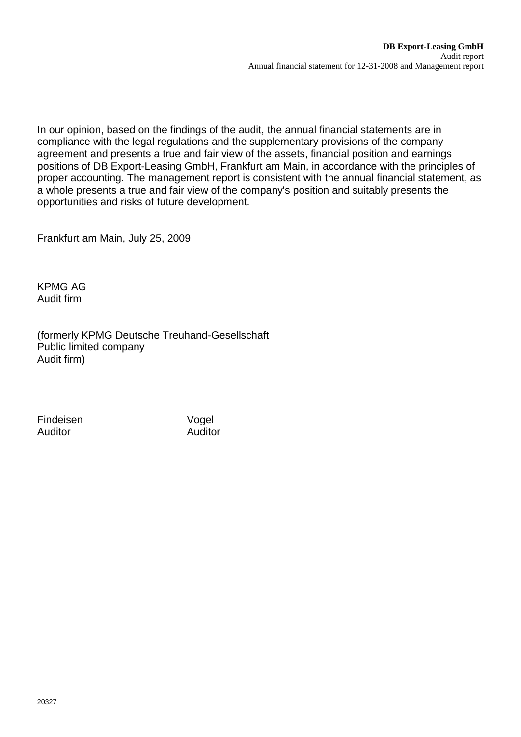In our opinion, based on the findings of the audit, the annual financial statements are in compliance with the legal regulations and the supplementary provisions of the company agreement and presents a true and fair view of the assets, financial position and earnings positions of DB Export-Leasing GmbH, Frankfurt am Main, in accordance with the principles of proper accounting. The management report is consistent with the annual financial statement, as a whole presents a true and fair view of the company's position and suitably presents the opportunities and risks of future development.

Frankfurt am Main, July 25, 2009

KPMG AG
Audit firm

(formerly KPMG Deutsche Treuhand-Gesellschaft
Public limited company
Audit firm)

| | |
|---|---|
| Findeisen | Vogel |
| Auditor | Auditor |

20327